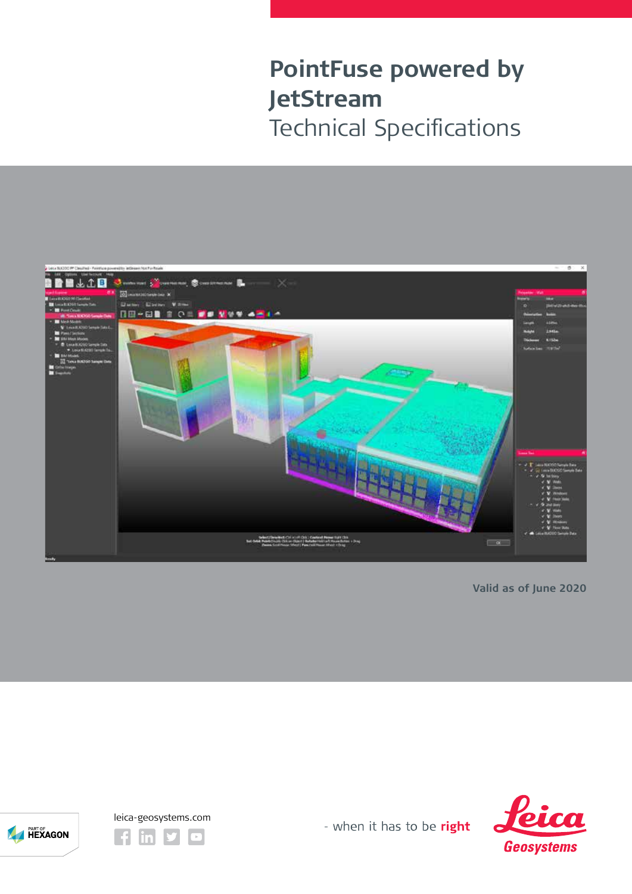# PointFuse powered by JetStream

## Technical Specifications

Valid as of June 2020

PART OF HEXAGON

leica-geosystems.com

- when it has to be **right**

Leica Geosystems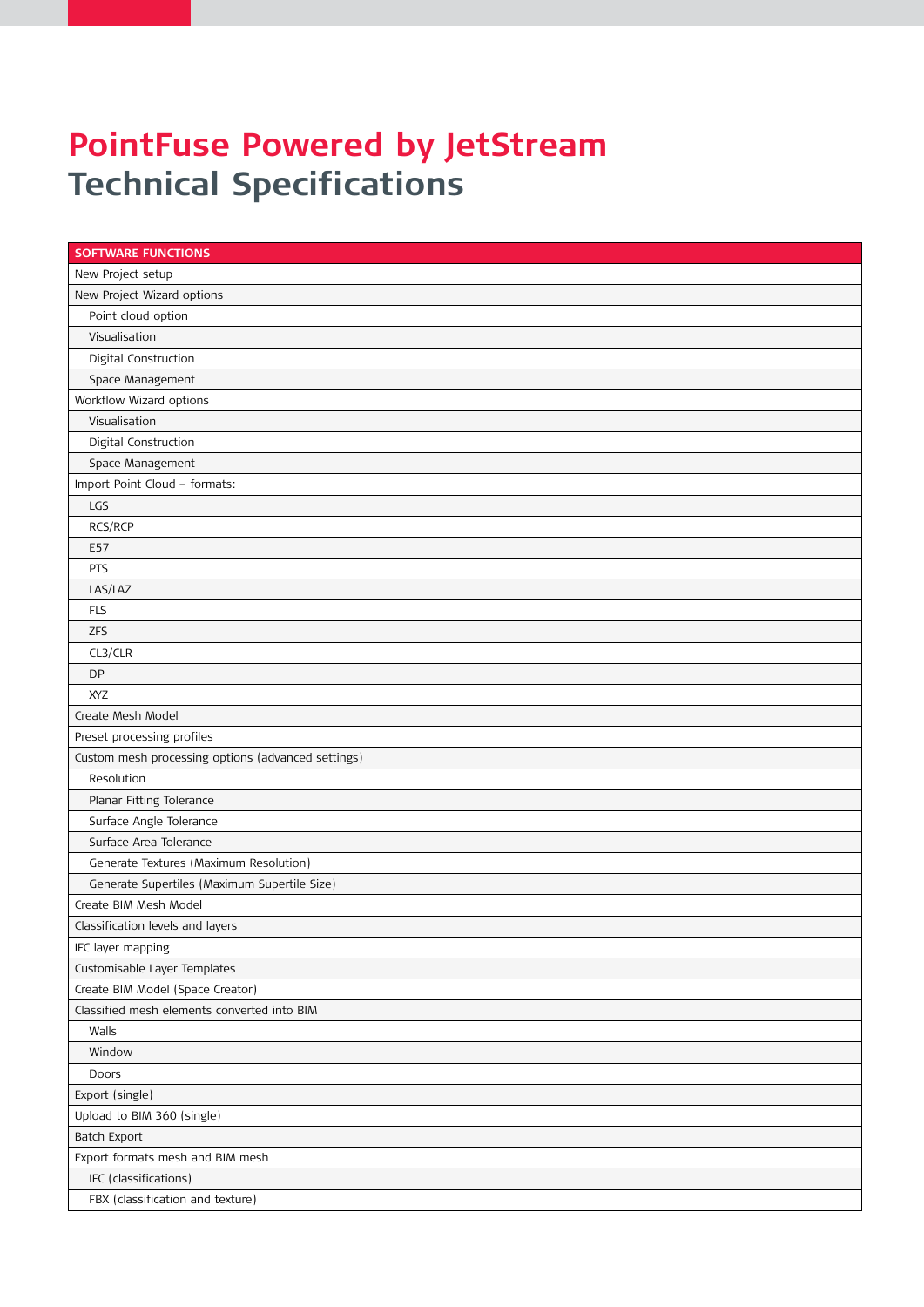# PointFuse Powered by JetStream
## Technical Specifications

| SOFTWARE FUNCTIONS |
|---|
| New Project setup |
| New Project Wizard options |
| Point cloud option |
| Visualisation |
| Digital Construction |
| Space Management |
| Workflow Wizard options |
| Visualisation |
| Digital Construction |
| Space Management |
| Import Point Cloud – formats: |
| LGS |
| RCS/RCP |
| E57 |
| PTS |
| LAS/LAZ |
| FLS |
| ZFS |
| CL3/CLR |
| DP |
| XYZ |
| Create Mesh Model |
| Preset processing profiles |
| Custom mesh processing options (advanced settings) |
| Resolution |
| Planar Fitting Tolerance |
| Surface Angle Tolerance |
| Surface Area Tolerance |
| Generate Textures (Maximum Resolution) |
| Generate Supertiles (Maximum Supertile Size) |
| Create BIM Mesh Model |
| Classification levels and layers |
| IFC layer mapping |
| Customisable Layer Templates |
| Create BIM Model (Space Creator) |
| Classified mesh elements converted into BIM |
| Walls |
| Window |
| Doors |
| Export (single) |
| Upload to BIM 360 (single) |
| Batch Export |
| Export formats mesh and BIM mesh |
| IFC (classifications) |
| FBX (classification and texture) |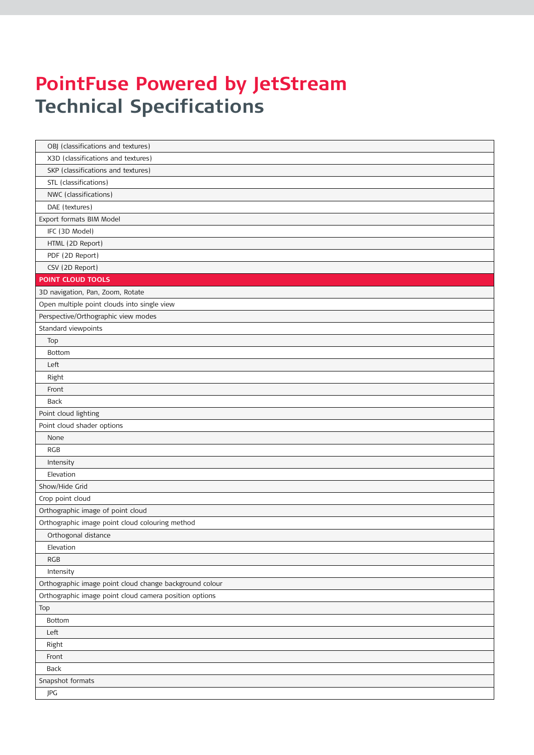# PointFuse Powered by JetStream
## Technical Specifications

| |
|---|
| OBJ (classifications and textures) |
| X3D (classifications and textures) |
| SKP (classifications and textures) |
| STL (classifications) |
| NWC (classifications) |
| DAE (textures) |
| Export formats BIM Model |
| IFC (3D Model) |
| HTML (2D Report) |
| PDF (2D Report) |
| CSV (2D Report) |
| **POINT CLOUD TOOLS** |
| 3D navigation, Pan, Zoom, Rotate |
| Open multiple point clouds into single view |
| Perspective/Orthographic view modes |
| Standard viewpoints |
| Top |
| Bottom |
| Left |
| Right |
| Front |
| Back |
| Point cloud lighting |
| Point cloud shader options |
| None |
| RGB |
| Intensity |
| Elevation |
| Show/Hide Grid |
| Crop point cloud |
| Orthographic image of point cloud |
| Orthographic image point cloud colouring method |
| Orthogonal distance |
| Elevation |
| RGB |
| Intensity |
| Orthographic image point cloud change background colour |
| Orthographic image point cloud camera position options |
| Top |
| Bottom |
| Left |
| Right |
| Front |
| Back |
| Snapshot formats |
| JPG |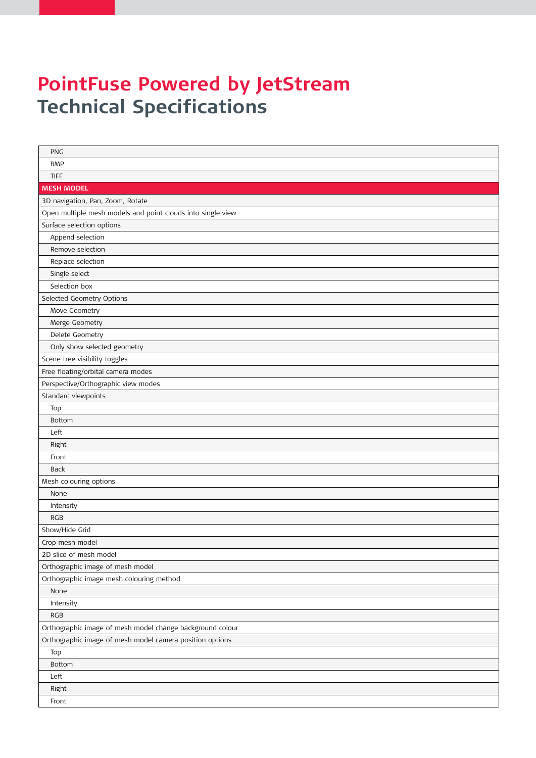# PointFuse Powered by JetStream
## Technical Specifications

| |
|---|
| PNG |
| BMP |
| TIFF |
| **MESH MODEL** |
| 3D navigation, Pan, Zoom, Rotate |
| Open multiple mesh models and point clouds into single view |
| Surface selection options |
| Append selection |
| Remove selection |
| Replace selection |
| Single select |
| Selection box |
| Selected Geometry Options |
| Move Geometry |
| Merge Geometry |
| Delete Geometry |
| Only show selected geometry |
| Scene tree visibility toggles |
| Free floating/orbital camera modes |
| Perspective/Orthographic view modes |
| Standard viewpoints |
| Top |
| Bottom |
| Left |
| Right |
| Front |
| Back |
| Mesh colouring options |
| None |
| Intensity |
| RGB |
| Show/Hide Grid |
| Crop mesh model |
| 2D slice of mesh model |
| Orthographic image of mesh model |
| Orthographic image mesh colouring method |
| None |
| Intensity |
| RGB |
| Orthographic image of mesh model change background colour |
| Orthographic image of mesh model camera position options |
| Top |
| Bottom |
| Left |
| Right |
| Front |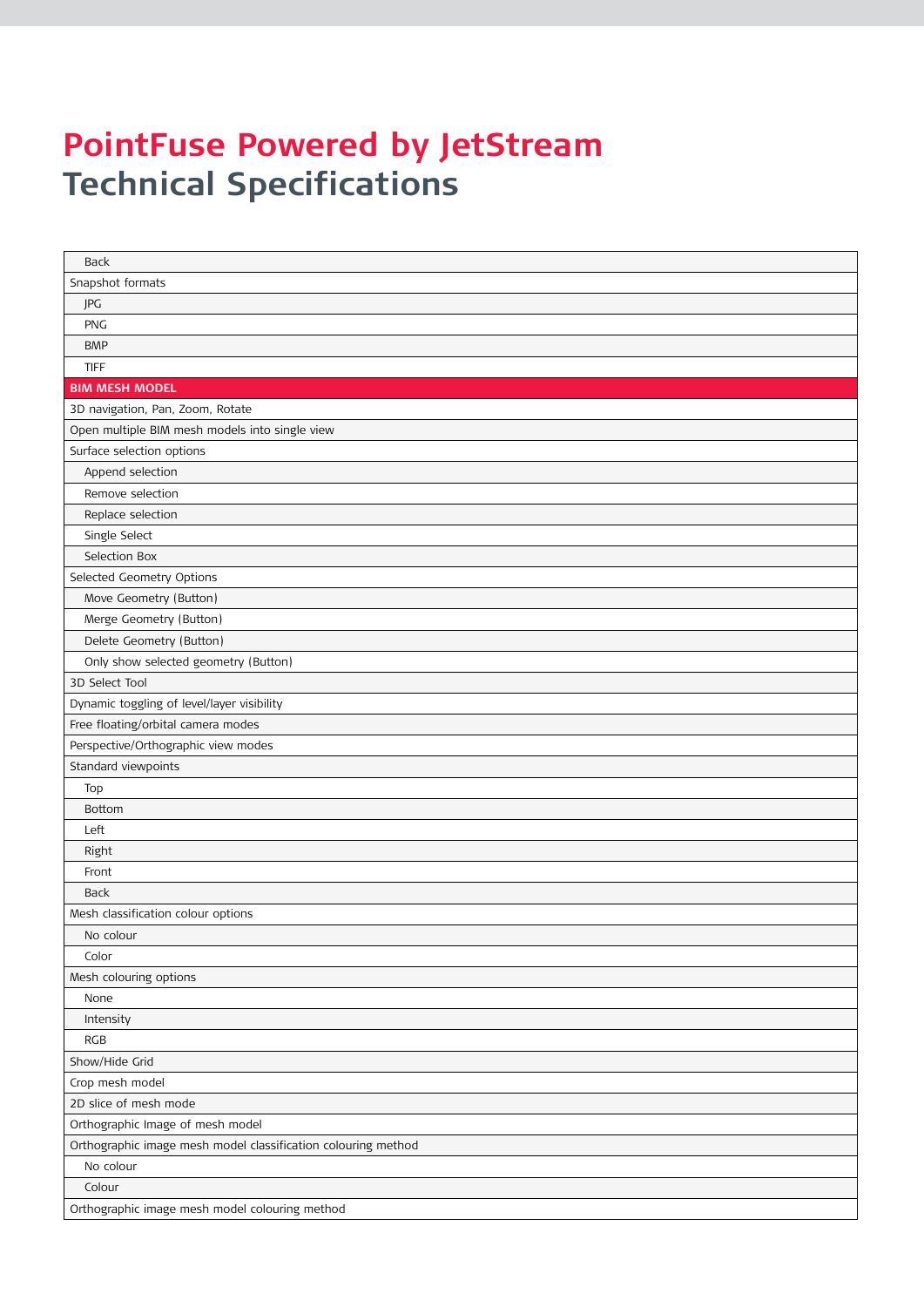# PointFuse Powered by JetStream
## Technical Specifications

| |
|---|
| Back |
| Snapshot formats |
| JPG |
| PNG |
| BMP |
| TIFF |
| **BIM MESH MODEL** |
| 3D navigation, Pan, Zoom, Rotate |
| Open multiple BIM mesh models into single view |
| Surface selection options |
| Append selection |
| Remove selection |
| Replace selection |
| Single Select |
| Selection Box |
| Selected Geometry Options |
| Move Geometry (Button) |
| Merge Geometry (Button) |
| Delete Geometry (Button) |
| Only show selected geometry (Button) |
| 3D Select Tool |
| Dynamic toggling of level/layer visibility |
| Free floating/orbital camera modes |
| Perspective/Orthographic view modes |
| Standard viewpoints |
| Top |
| Bottom |
| Left |
| Right |
| Front |
| Back |
| Mesh classification colour options |
| No colour |
| Color |
| Mesh colouring options |
| None |
| Intensity |
| RGB |
| Show/Hide Grid |
| Crop mesh model |
| 2D slice of mesh mode |
| Orthographic Image of mesh model |
| Orthographic image mesh model classification colouring method |
| No colour |
| Colour |
| Orthographic image mesh model colouring method |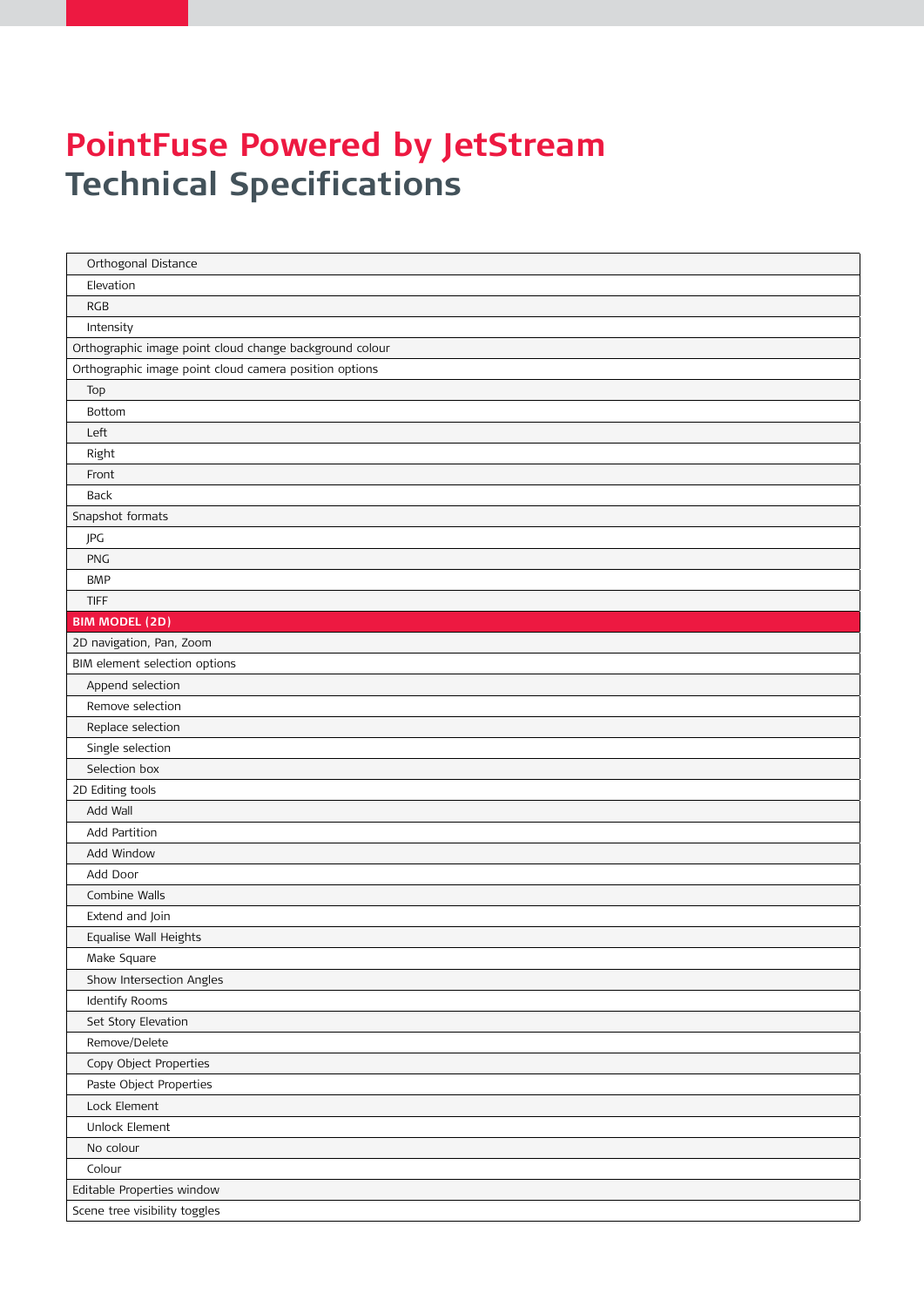# PointFuse Powered by JetStream
## Technical Specifications

| |
|---|
| Orthogonal Distance |
| Elevation |
| RGB |
| Intensity |
| Orthographic image point cloud change background colour |
| Orthographic image point cloud camera position options |
| Top |
| Bottom |
| Left |
| Right |
| Front |
| Back |
| Snapshot formats |
| JPG |
| PNG |
| BMP |
| TIFF |
| **BIM MODEL (2D)** |
| 2D navigation, Pan, Zoom |
| BIM element selection options |
| Append selection |
| Remove selection |
| Replace selection |
| Single selection |
| Selection box |
| 2D Editing tools |
| Add Wall |
| Add Partition |
| Add Window |
| Add Door |
| Combine Walls |
| Extend and Join |
| Equalise Wall Heights |
| Make Square |
| Show Intersection Angles |
| Identify Rooms |
| Set Story Elevation |
| Remove/Delete |
| Copy Object Properties |
| Paste Object Properties |
| Lock Element |
| Unlock Element |
| No colour |
| Colour |
| Editable Properties window |
| Scene tree visibility toggles |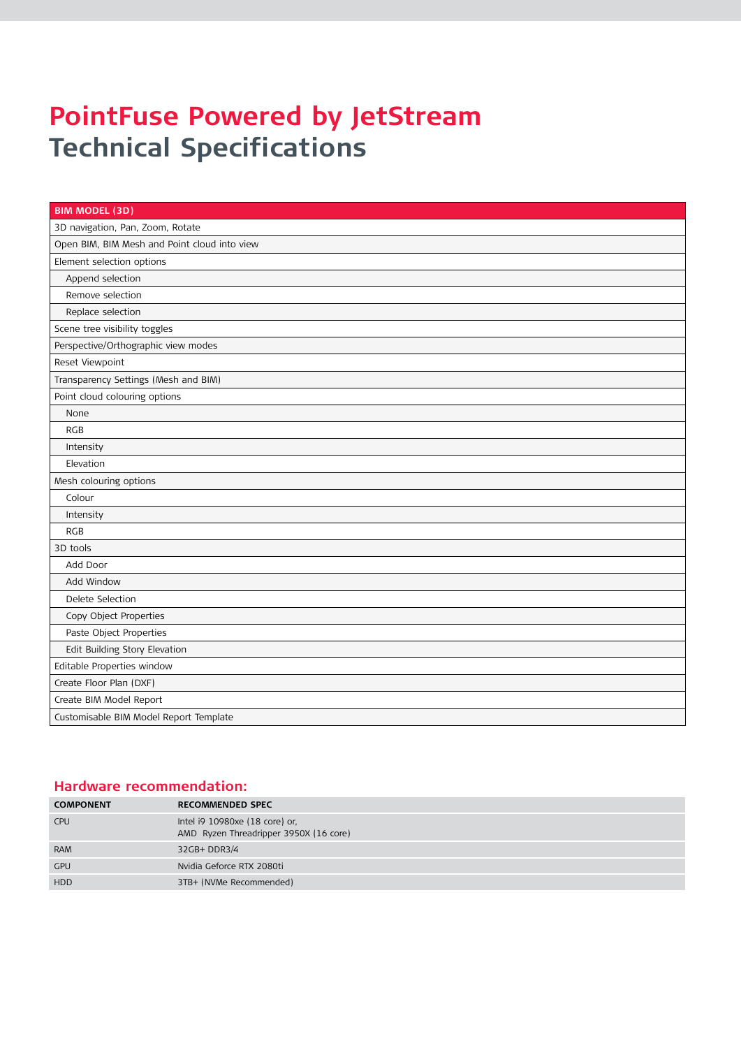# PointFuse Powered by JetStream
## Technical Specifications

| BIM MODEL (3D) |
|---|
| 3D navigation, Pan, Zoom, Rotate |
| Open BIM, BIM Mesh and Point cloud into view |
| Element selection options |
| Append selection |
| Remove selection |
| Replace selection |
| Scene tree visibility toggles |
| Perspective/Orthographic view modes |
| Reset Viewpoint |
| Transparency Settings (Mesh and BIM) |
| Point cloud colouring options |
| None |
| RGB |
| Intensity |
| Elevation |
| Mesh colouring options |
| Colour |
| Intensity |
| RGB |
| 3D tools |
| Add Door |
| Add Window |
| Delete Selection |
| Copy Object Properties |
| Paste Object Properties |
| Edit Building Story Elevation |
| Editable Properties window |
| Create Floor Plan (DXF) |
| Create BIM Model Report |
| Customisable BIM Model Report Template |

## Hardware recommendation:

| COMPONENT | RECOMMENDED SPEC |
|---|---|
| CPU | Intel i9 10980xe (18 core) or,<br>AMD Ryzen Threadripper 3950X (16 core) |
| RAM | 32GB+ DDR3/4 |
| GPU | Nvidia Geforce RTX 2080ti |
| HDD | 3TB+ (NVMe Recommended) |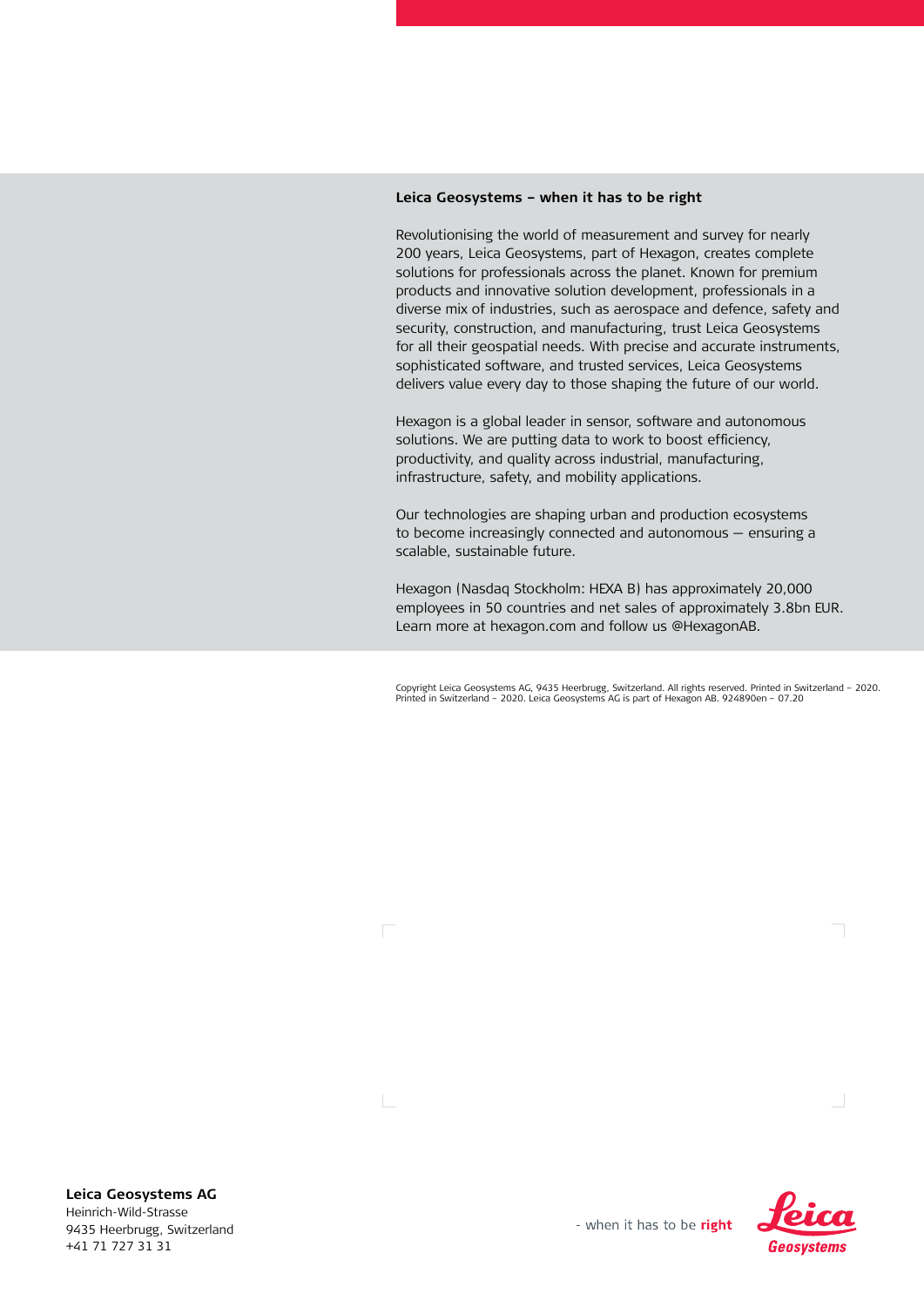**Leica Geosystems – when it has to be right**

Revolutionising the world of measurement and survey for nearly 200 years, Leica Geosystems, part of Hexagon, creates complete solutions for professionals across the planet. Known for premium products and innovative solution development, professionals in a diverse mix of industries, such as aerospace and defence, safety and security, construction, and manufacturing, trust Leica Geosystems for all their geospatial needs. With precise and accurate instruments, sophisticated software, and trusted services, Leica Geosystems delivers value every day to those shaping the future of our world.

Hexagon is a global leader in sensor, software and autonomous solutions. We are putting data to work to boost efficiency, productivity, and quality across industrial, manufacturing, infrastructure, safety, and mobility applications.

Our technologies are shaping urban and production ecosystems to become increasingly connected and autonomous — ensuring a scalable, sustainable future.

Hexagon (Nasdaq Stockholm: HEXA B) has approximately 20,000 employees in 50 countries and net sales of approximately 3.8bn EUR. Learn more at hexagon.com and follow us @HexagonAB.

Copyright Leica Geosystems AG, 9435 Heerbrugg, Switzerland. All rights reserved. Printed in Switzerland – 2020.
Printed in Switzerland – 2020. Leica Geosystems AG is part of Hexagon AB. 924890en – 07.20

**Leica Geosystems AG**
Heinrich-Wild-Strasse
9435 Heerbrugg, Switzerland
+41 71 727 31 31

- when it has to be **right**

Leica Geosystems